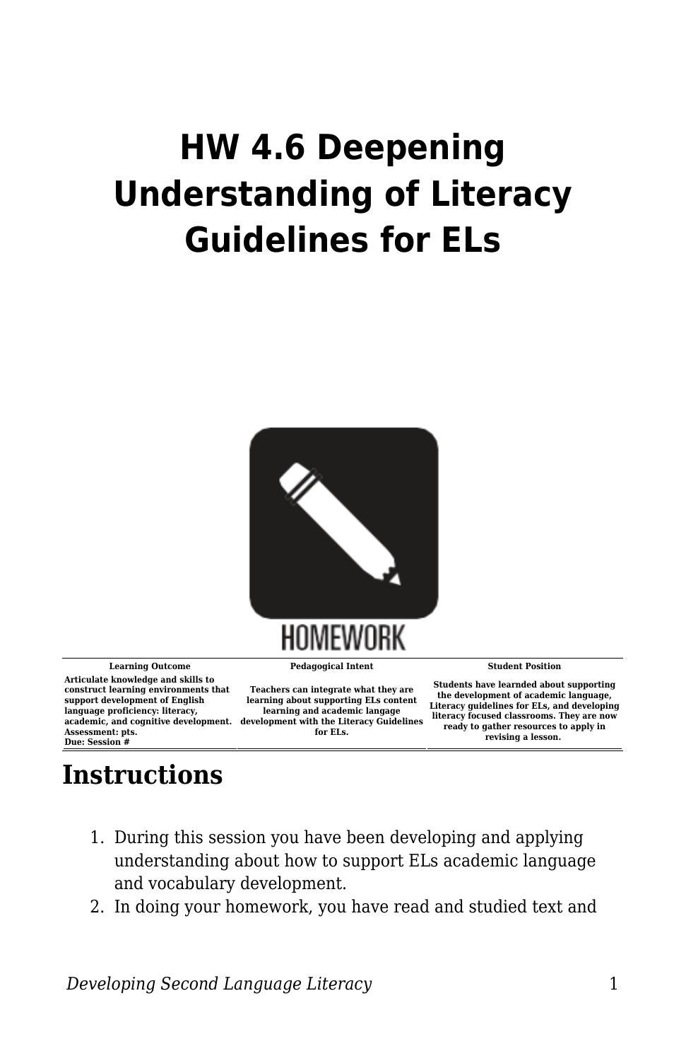# HW 4.6 Deepening Understanding of Literacy Guidelines for ELs

| Learning Outcome | Pedagogical Intent | Student Position |
| --- | --- | --- |
| Articulate knowledge and skills to construct learning environments that support development of English language proficiency: literacy, academic, and cognitive development.<br>Assessment: pts.<br>Due: Session # | Teachers can integrate what they are learning about supporting ELs content learning and academic langage development with the Literacy Guidelines for ELs. | Students have learnded about supporting the development of academic language, Literacy guidelines for ELs, and developing literacy focused classrooms. They are now ready to gather resources to apply in revising a lesson. |

## Instructions

1. During this session you have been developing and applying understanding about how to support ELs academic language and vocabulary development.
2. In doing your homework, you have read and studied text and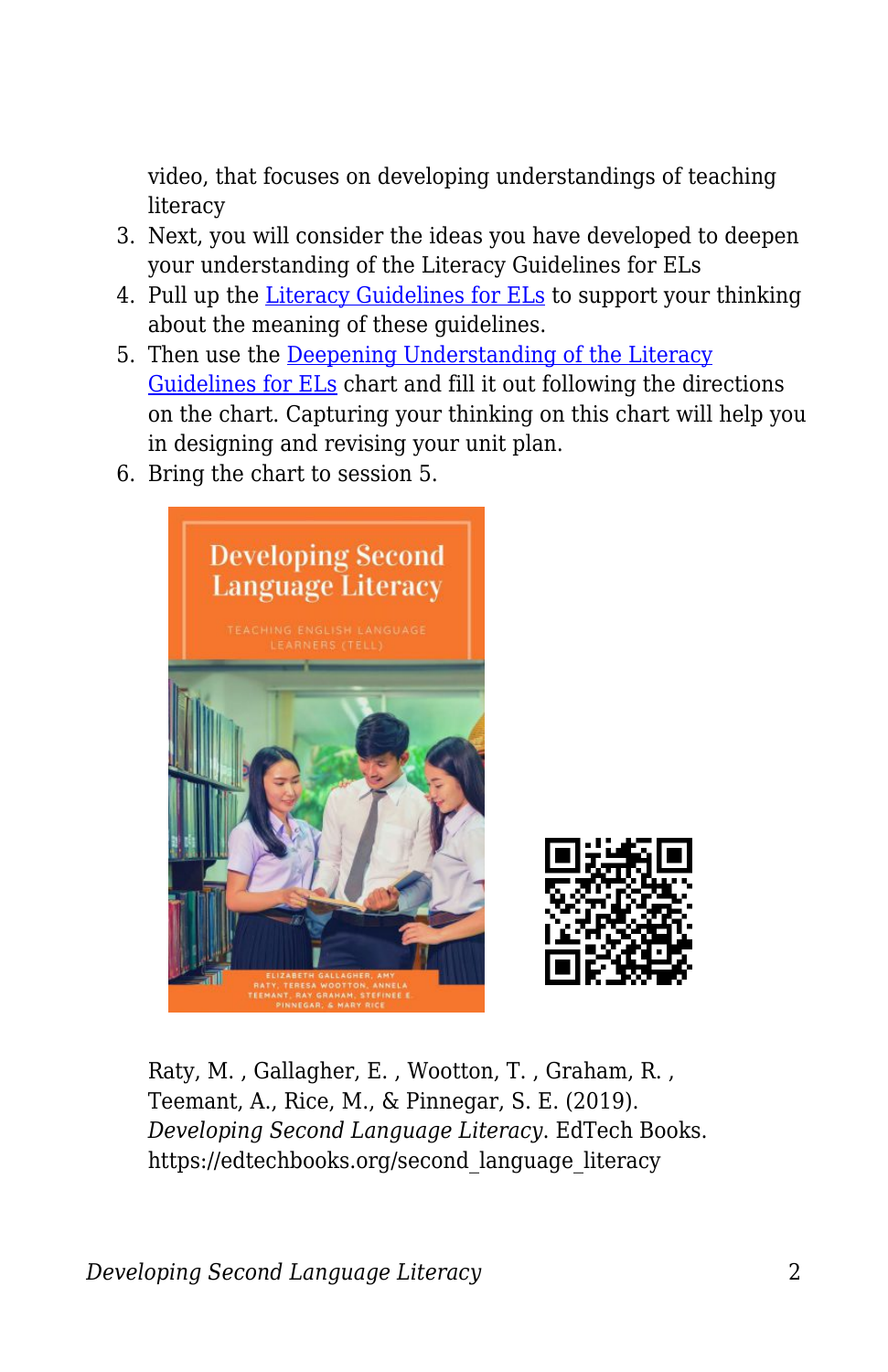video, that focuses on developing understandings of teaching literacy

3. Next, you will consider the ideas you have developed to deepen your understanding of the Literacy Guidelines for ELs
4. Pull up the Literacy Guidelines for ELs to support your thinking about the meaning of these guidelines.
5. Then use the Deepening Understanding of the Literacy Guidelines for ELs chart and fill it out following the directions on the chart. Capturing your thinking on this chart will help you in designing and revising your unit plan.
6. Bring the chart to session 5.

Raty, M. , Gallagher, E. , Wootton, T. , Graham, R. , Teemant, A., Rice, M., & Pinnegar, S. E. (2019). *Developing Second Language Literacy*. EdTech Books. https://edtechbooks.org/second_language_literacy